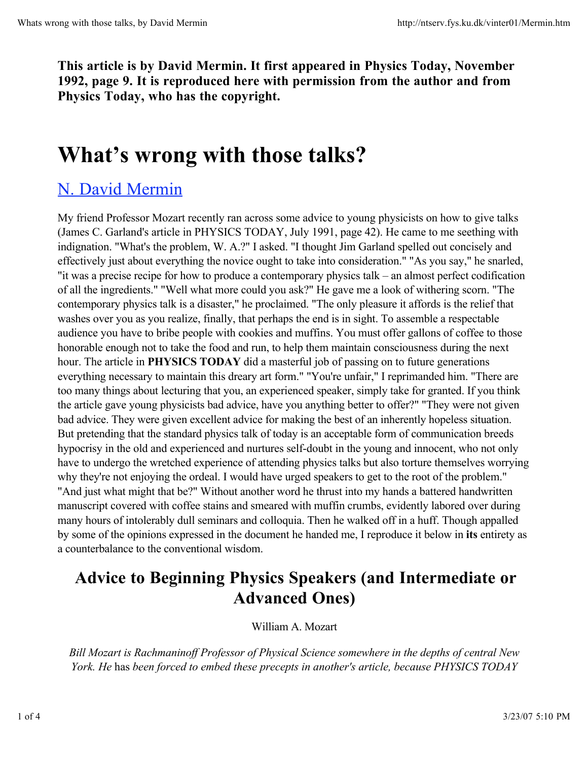**This article is by David Mermin. It first appeared in Physics Today, November 1992, page 9. It is reproduced here with permission from the author and from Physics Today, who has the copyright.**

# What's wrong with those talks?

## N. David Mermin

My friend Professor Mozart recently ran across some advice to young physicists on how to give talks (James C. Garland's article in PHYSICS TODAY, July 1991, page 42). He came to me seething with indignation. "What's the problem, W. A.?" I asked. "I thought Jim Garland spelled out concisely and effectively just about everything the novice ought to take into consideration." "As you say," he snarled, "it was a precise recipe for how to produce a contemporary physics talk – an almost perfect codification of all the ingredients." "Well what more could you ask?" He gave me a look of withering scorn. "The contemporary physics talk is a disaster," he proclaimed. "The only pleasure it affords is the relief that washes over you as you realize, finally, that perhaps the end is in sight. To assemble a respectable audience you have to bribe people with cookies and muffins. You must offer gallons of coffee to those honorable enough not to take the food and run, to help them maintain consciousness during the next hour. The article in **PHYSICS TODAY** did a masterful job of passing on to future generations everything necessary to maintain this dreary art form." "You're unfair," I reprimanded him. "There are too many things about lecturing that you, an experienced speaker, simply take for granted. If you think the article gave young physicists bad advice, have you anything better to offer?" "They were not given bad advice. They were given excellent advice for making the best of an inherently hopeless situation. But pretending that the standard physics talk of today is an acceptable form of communication breeds hypocrisy in the old and experienced and nurtures self-doubt in the young and innocent, who not only have to undergo the wretched experience of attending physics talks but also torture themselves worrying why they're not enjoying the ordeal. I would have urged speakers to get to the root of the problem." "And just what might that be?" Without another word he thrust into my hands a battered handwritten manuscript covered with coffee stains and smeared with muffin crumbs, evidently labored over during many hours of intolerably dull seminars and colloquia. Then he walked off in a huff. Though appalled by some of the opinions expressed in the document he handed me, I reproduce it below in **its** entirety as a counterbalance to the conventional wisdom.

## Advice to Beginning Physics Speakers (and Intermediate or Advanced Ones)

William A. Mozart

*Bill Mozart is Rachmaninoff Professor of Physical Science somewhere in the depths of central New York. He* has *been forced to embed these precepts in another's article, because PHYSICS TODAY*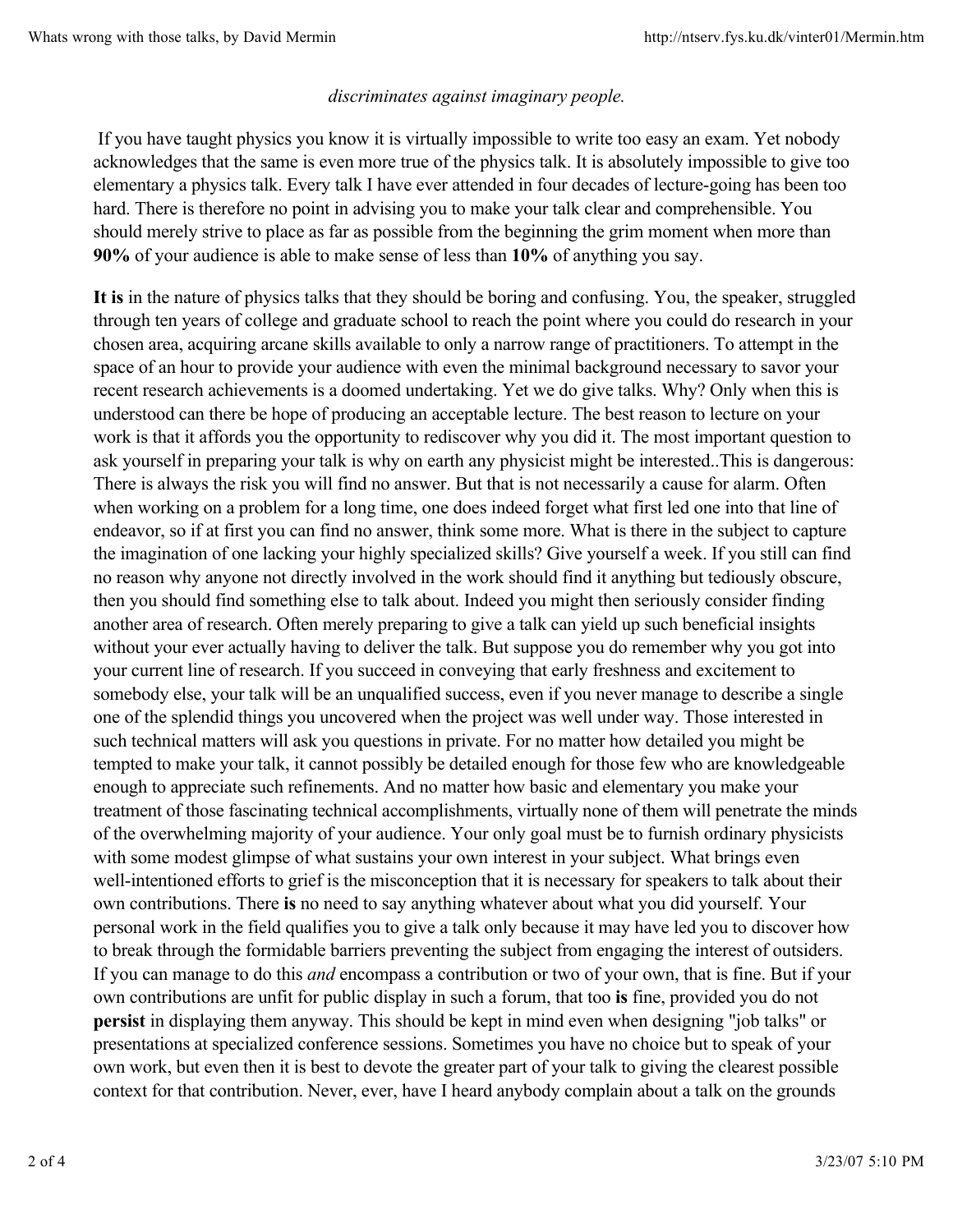*discriminates against imaginary people.*

If you have taught physics you know it is virtually impossible to write too easy an exam. Yet nobody acknowledges that the same is even more true of the physics talk. It is absolutely impossible to give too elementary a physics talk. Every talk I have ever attended in four decades of lecture-going has been too hard. There is therefore no point in advising you to make your talk clear and comprehensible. You should merely strive to place as far as possible from the beginning the grim moment when more than **90%** of your audience is able to make sense of less than **10%** of anything you say.

**It is** in the nature of physics talks that they should be boring and confusing. You, the speaker, struggled through ten years of college and graduate school to reach the point where you could do research in your chosen area, acquiring arcane skills available to only a narrow range of practitioners. To attempt in the space of an hour to provide your audience with even the minimal background necessary to savor your recent research achievements is a doomed undertaking. Yet we do give talks. Why? Only when this is understood can there be hope of producing an acceptable lecture. The best reason to lecture on your work is that it affords you the opportunity to rediscover why you did it. The most important question to ask yourself in preparing your talk is why on earth any physicist might be interested..This is dangerous: There is always the risk you will find no answer. But that is not necessarily a cause for alarm. Often when working on a problem for a long time, one does indeed forget what first led one into that line of endeavor, so if at first you can find no answer, think some more. What is there in the subject to capture the imagination of one lacking your highly specialized skills? Give yourself a week. If you still can find no reason why anyone not directly involved in the work should find it anything but tediously obscure, then you should find something else to talk about. Indeed you might then seriously consider finding another area of research. Often merely preparing to give a talk can yield up such beneficial insights without your ever actually having to deliver the talk. But suppose you do remember why you got into your current line of research. If you succeed in conveying that early freshness and excitement to somebody else, your talk will be an unqualified success, even if you never manage to describe a single one of the splendid things you uncovered when the project was well under way. Those interested in such technical matters will ask you questions in private. For no matter how detailed you might be tempted to make your talk, it cannot possibly be detailed enough for those few who are knowledgeable enough to appreciate such refinements. And no matter how basic and elementary you make your treatment of those fascinating technical accomplishments, virtually none of them will penetrate the minds of the overwhelming majority of your audience. Your only goal must be to furnish ordinary physicists with some modest glimpse of what sustains your own interest in your subject. What brings even well-intentioned efforts to grief is the misconception that it is necessary for speakers to talk about their own contributions. There **is** no need to say anything whatever about what you did yourself. Your personal work in the field qualifies you to give a talk only because it may have led you to discover how to break through the formidable barriers preventing the subject from engaging the interest of outsiders. If you can manage to do this *and* encompass a contribution or two of your own, that is fine. But if your own contributions are unfit for public display in such a forum, that too **is** fine, provided you do not **persist** in displaying them anyway. This should be kept in mind even when designing "job talks" or presentations at specialized conference sessions. Sometimes you have no choice but to speak of your own work, but even then it is best to devote the greater part of your talk to giving the clearest possible context for that contribution. Never, ever, have I heard anybody complain about a talk on the grounds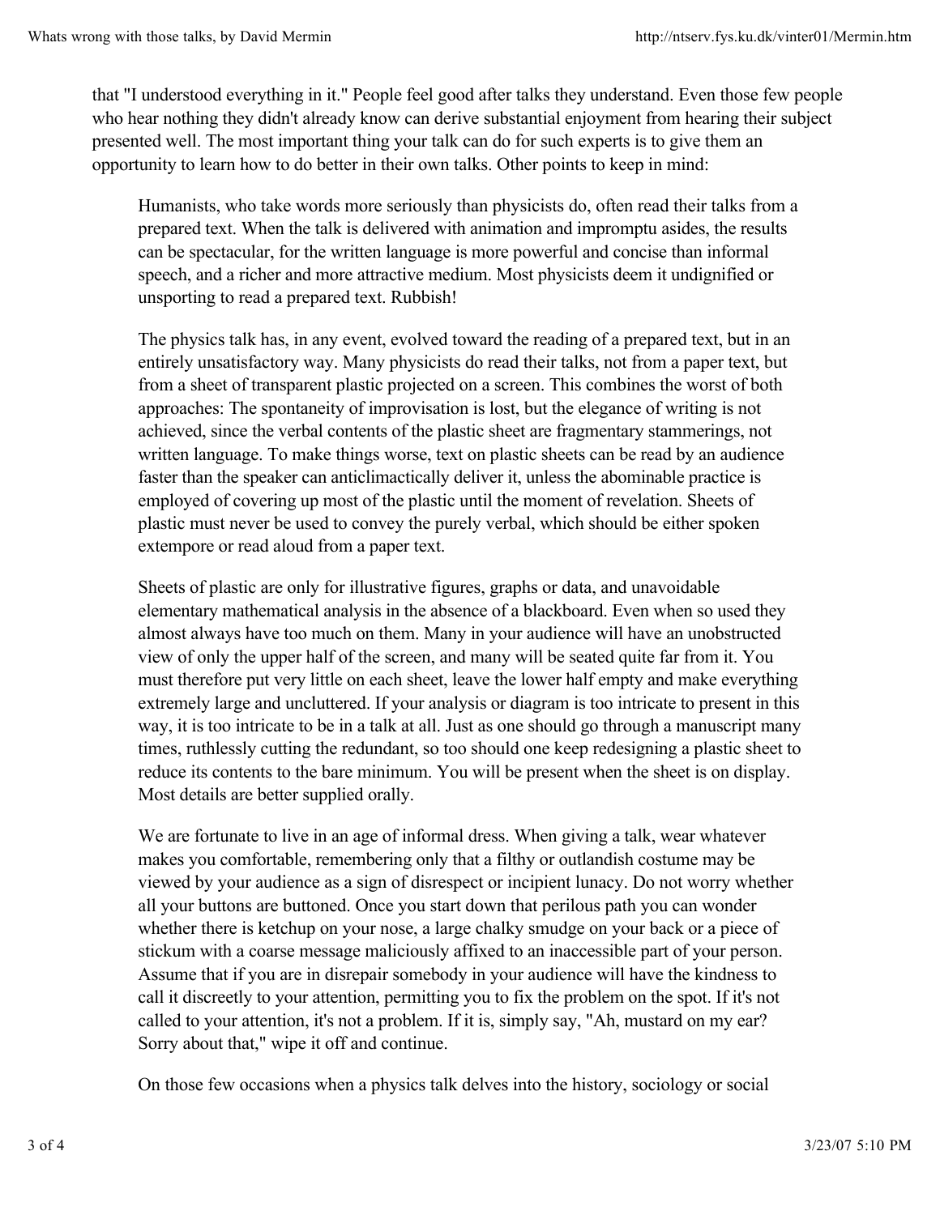that "I understood everything in it." People feel good after talks they understand. Even those few people who hear nothing they didn't already know can derive substantial enjoyment from hearing their subject presented well. The most important thing your talk can do for such experts is to give them an opportunity to learn how to do better in their own talks. Other points to keep in mind:

> Humanists, who take words more seriously than physicists do, often read their talks from a prepared text. When the talk is delivered with animation and impromptu asides, the results can be spectacular, for the written language is more powerful and concise than informal speech, and a richer and more attractive medium. Most physicists deem it undignified or unsporting to read a prepared text. Rubbish!
>
> The physics talk has, in any event, evolved toward the reading of a prepared text, but in an entirely unsatisfactory way. Many physicists do read their talks, not from a paper text, but from a sheet of transparent plastic projected on a screen. This combines the worst of both approaches: The spontaneity of improvisation is lost, but the elegance of writing is not achieved, since the verbal contents of the plastic sheet are fragmentary stammerings, not written language. To make things worse, text on plastic sheets can be read by an audience faster than the speaker can anticlimactically deliver it, unless the abominable practice is employed of covering up most of the plastic until the moment of revelation. Sheets of plastic must never be used to convey the purely verbal, which should be either spoken extempore or read aloud from a paper text.
>
> Sheets of plastic are only for illustrative figures, graphs or data, and unavoidable elementary mathematical analysis in the absence of a blackboard. Even when so used they almost always have too much on them. Many in your audience will have an unobstructed view of only the upper half of the screen, and many will be seated quite far from it. You must therefore put very little on each sheet, leave the lower half empty and make everything extremely large and uncluttered. If your analysis or diagram is too intricate to present in this way, it is too intricate to be in a talk at all. Just as one should go through a manuscript many times, ruthlessly cutting the redundant, so too should one keep redesigning a plastic sheet to reduce its contents to the bare minimum. You will be present when the sheet is on display. Most details are better supplied orally.
>
> We are fortunate to live in an age of informal dress. When giving a talk, wear whatever makes you comfortable, remembering only that a filthy or outlandish costume may be viewed by your audience as a sign of disrespect or incipient lunacy. Do not worry whether all your buttons are buttoned. Once you start down that perilous path you can wonder whether there is ketchup on your nose, a large chalky smudge on your back or a piece of stickum with a coarse message maliciously affixed to an inaccessible part of your person. Assume that if you are in disrepair somebody in your audience will have the kindness to call it discreetly to your attention, permitting you to fix the problem on the spot. If it's not called to your attention, it's not a problem. If it is, simply say, "Ah, mustard on my ear? Sorry about that," wipe it off and continue.
>
> On those few occasions when a physics talk delves into the history, sociology or social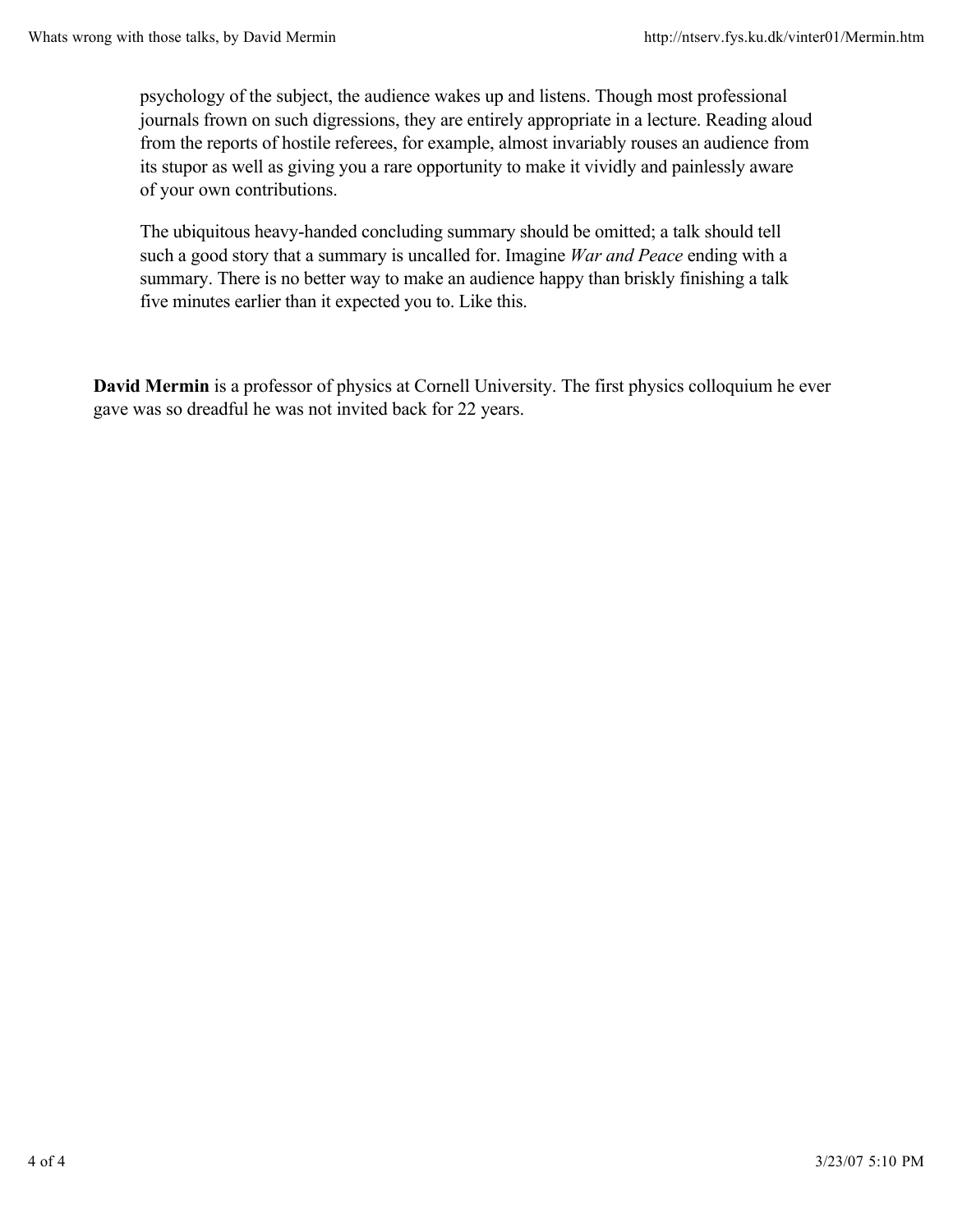psychology of the subject, the audience wakes up and listens. Though most professional journals frown on such digressions, they are entirely appropriate in a lecture. Reading aloud from the reports of hostile referees, for example, almost invariably rouses an audience from its stupor as well as giving you a rare opportunity to make it vividly and painlessly aware of your own contributions.

The ubiquitous heavy-handed concluding summary should be omitted; a talk should tell such a good story that a summary is uncalled for. Imagine *War and Peace* ending with a summary. There is no better way to make an audience happy than briskly finishing a talk five minutes earlier than it expected you to. Like this.

**David Mermin** is a professor of physics at Cornell University. The first physics colloquium he ever gave was so dreadful he was not invited back for 22 years.